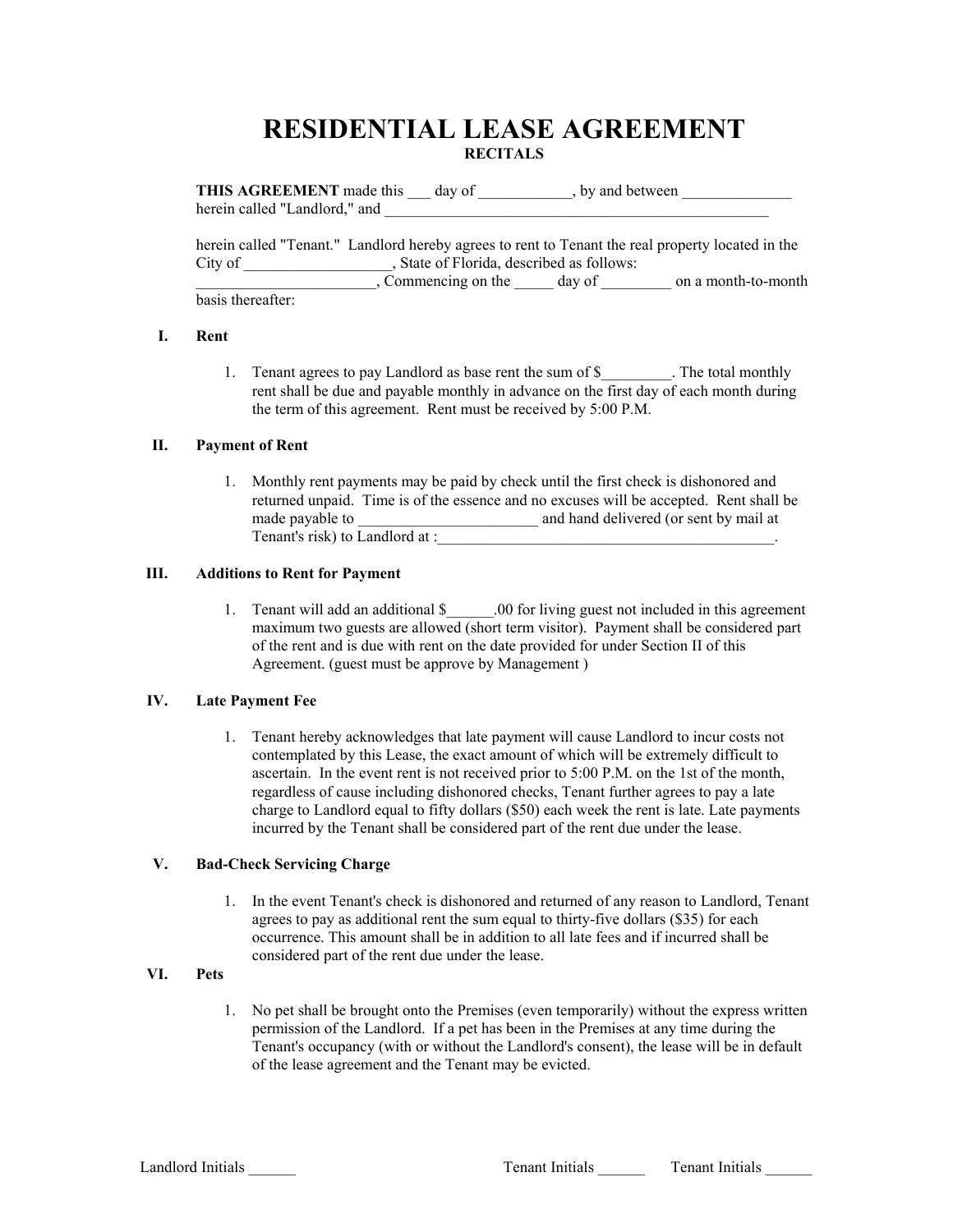# RESIDENTIAL LEASE AGREEMENT

### RECITALS

**THIS AGREEMENT** made this ___ day of ____________, by and between ______________ herein called "Landlord," and ____________________________________________________

herein called "Tenant." Landlord hereby agrees to rent to Tenant the real property located in the City of ___________________, State of Florida, described as follows: _______________________, Commencing on the _____ day of _________ on a month-to-month basis thereafter:

## I. Rent

1. Tenant agrees to pay Landlord as base rent the sum of $_________. The total monthly rent shall be due and payable monthly in advance on the first day of each month during the term of this agreement. Rent must be received by 5:00 P.M.

## II. Payment of Rent

1. Monthly rent payments may be paid by check until the first check is dishonored and returned unpaid. Time is of the essence and no excuses will be accepted. Rent shall be made payable to _______________________ and hand delivered (or sent by mail at Tenant's risk) to Landlord at :_____________________________________________.

## III. Additions to Rent for Payment

1. Tenant will add an additional $______.00 for living guest not included in this agreement maximum two guests are allowed (short term visitor). Payment shall be considered part of the rent and is due with rent on the date provided for under Section II of this Agreement. (guest must be approve by Management )

## IV. Late Payment Fee

1. Tenant hereby acknowledges that late payment will cause Landlord to incur costs not contemplated by this Lease, the exact amount of which will be extremely difficult to ascertain. In the event rent is not received prior to 5:00 P.M. on the 1st of the month, regardless of cause including dishonored checks, Tenant further agrees to pay a late charge to Landlord equal to fifty dollars ($50) each week the rent is late. Late payments incurred by the Tenant shall be considered part of the rent due under the lease.

## V. Bad-Check Servicing Charge

1. In the event Tenant's check is dishonored and returned of any reason to Landlord, Tenant agrees to pay as additional rent the sum equal to thirty-five dollars ($35) for each occurrence. This amount shall be in addition to all late fees and if incurred shall be considered part of the rent due under the lease.

## VI. Pets

1. No pet shall be brought onto the Premises (even temporarily) without the express written permission of the Landlord. If a pet has been in the Premises at any time during the Tenant's occupancy (with or without the Landlord's consent), the lease will be in default of the lease agreement and the Tenant may be evicted.

Landlord Initials ______ Tenant Initials ______ Tenant Initials ______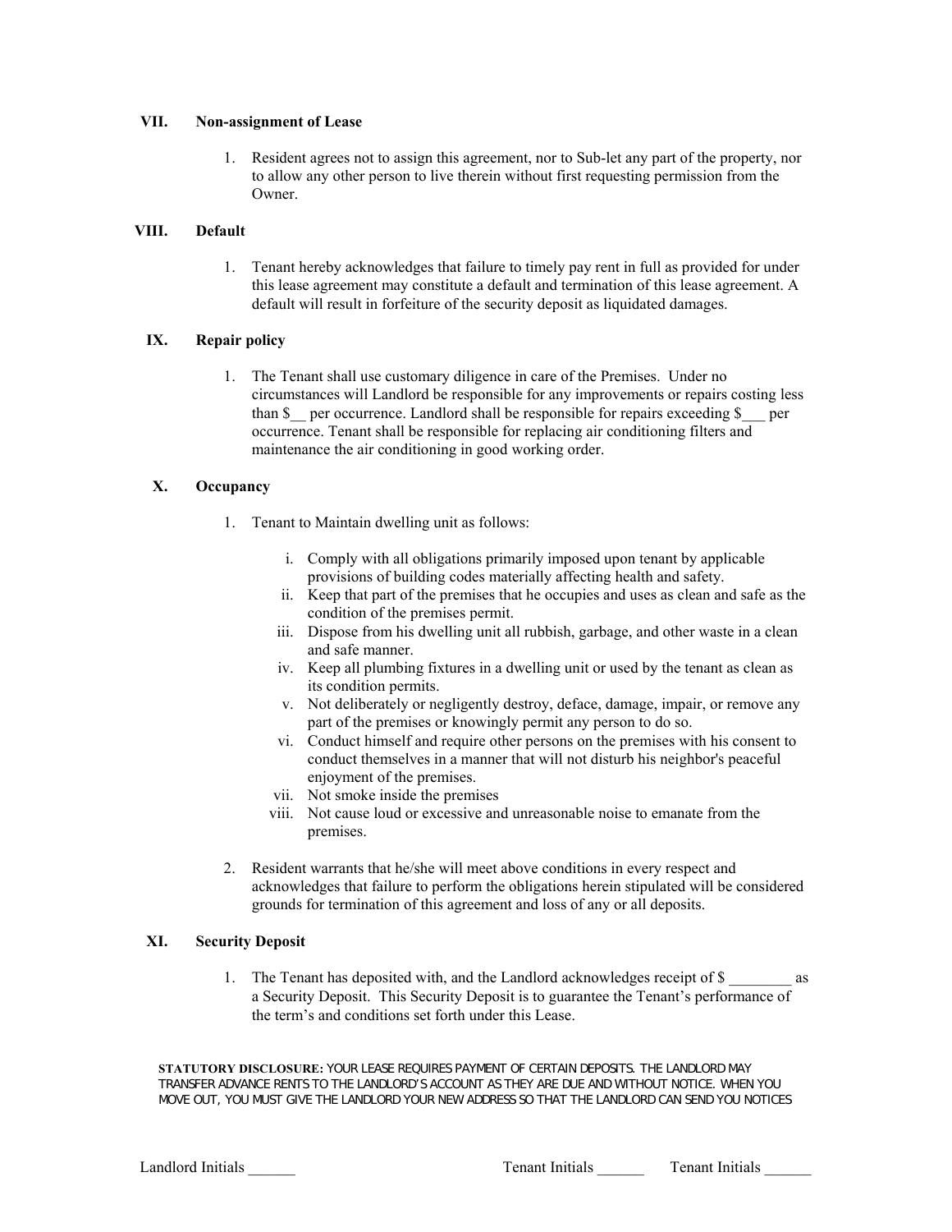## VII. Non-assignment of Lease

1. Resident agrees not to assign this agreement, nor to Sub-let any part of the property, nor to allow any other person to live therein without first requesting permission from the Owner.

## VIII. Default

1. Tenant hereby acknowledges that failure to timely pay rent in full as provided for under this lease agreement may constitute a default and termination of this lease agreement. A default will result in forfeiture of the security deposit as liquidated damages.

## IX. Repair policy

1. The Tenant shall use customary diligence in care of the Premises. Under no circumstances will Landlord be responsible for any improvements or repairs costing less than $__ per occurrence. Landlord shall be responsible for repairs exceeding $___ per occurrence. Tenant shall be responsible for replacing air conditioning filters and maintenance the air conditioning in good working order.

## X. Occupancy

1. Tenant to Maintain dwelling unit as follows:

   i. Comply with all obligations primarily imposed upon tenant by applicable provisions of building codes materially affecting health and safety.
   ii. Keep that part of the premises that he occupies and uses as clean and safe as the condition of the premises permit.
   iii. Dispose from his dwelling unit all rubbish, garbage, and other waste in a clean and safe manner.
   iv. Keep all plumbing fixtures in a dwelling unit or used by the tenant as clean as its condition permits.
   v. Not deliberately or negligently destroy, deface, damage, impair, or remove any part of the premises or knowingly permit any person to do so.
   vi. Conduct himself and require other persons on the premises with his consent to conduct themselves in a manner that will not disturb his neighbor's peaceful enjoyment of the premises.
   vii. Not smoke inside the premises
   viii. Not cause loud or excessive and unreasonable noise to emanate from the premises.

2. Resident warrants that he/she will meet above conditions in every respect and acknowledges that failure to perform the obligations herein stipulated will be considered grounds for termination of this agreement and loss of any or all deposits.

## XI. Security Deposit

1. The Tenant has deposited with, and the Landlord acknowledges receipt of $ ________ as a Security Deposit. This Security Deposit is to guarantee the Tenant's performance of the term's and conditions set forth under this Lease.

**STATUTORY DISCLOSURE:** YOUR LEASE REQUIRES PAYMENT OF CERTAIN DEPOSITS. THE LANDLORD MAY TRANSFER ADVANCE RENTS TO THE LANDLORD'S ACCOUNT AS THEY ARE DUE AND WITHOUT NOTICE. WHEN YOU MOVE OUT, YOU MUST GIVE THE LANDLORD YOUR NEW ADDRESS SO THAT THE LANDLORD CAN SEND YOU NOTICES

Landlord Initials ______ Tenant Initials ______ Tenant Initials ______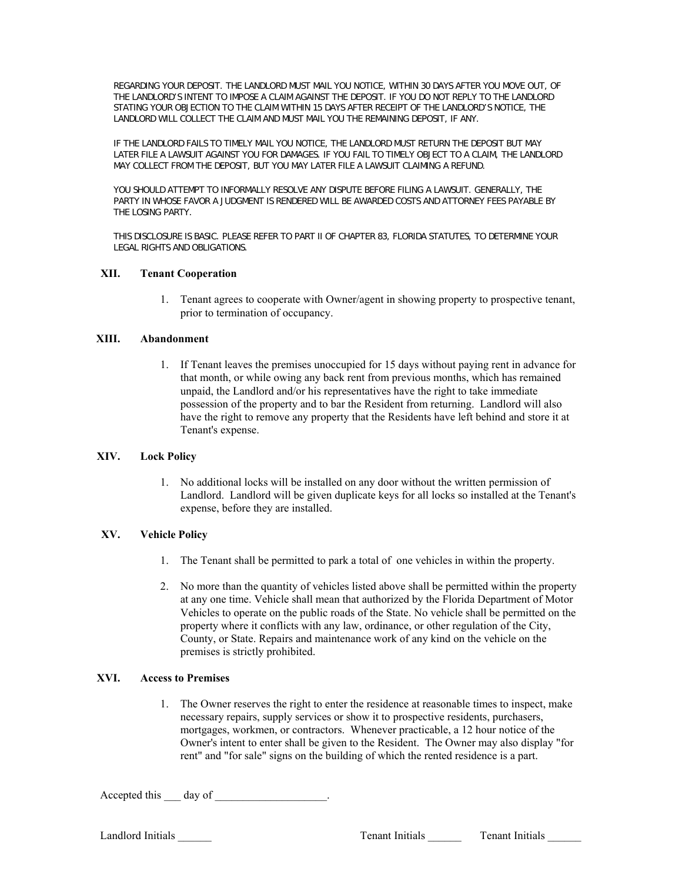REGARDING YOUR DEPOSIT. THE LANDLORD MUST MAIL YOU NOTICE, WITHIN 30 DAYS AFTER YOU MOVE OUT, OF THE LANDLORD'S INTENT TO IMPOSE A CLAIM AGAINST THE DEPOSIT. IF YOU DO NOT REPLY TO THE LANDLORD STATING YOUR OBJECTION TO THE CLAIM WITHIN 15 DAYS AFTER RECEIPT OF THE LANDLORD'S NOTICE, THE LANDLORD WILL COLLECT THE CLAIM AND MUST MAIL YOU THE REMAINING DEPOSIT, IF ANY.

IF THE LANDLORD FAILS TO TIMELY MAIL YOU NOTICE, THE LANDLORD MUST RETURN THE DEPOSIT BUT MAY LATER FILE A LAWSUIT AGAINST YOU FOR DAMAGES. IF YOU FAIL TO TIMELY OBJECT TO A CLAIM, THE LANDLORD MAY COLLECT FROM THE DEPOSIT, BUT YOU MAY LATER FILE A LAWSUIT CLAIMING A REFUND.

YOU SHOULD ATTEMPT TO INFORMALLY RESOLVE ANY DISPUTE BEFORE FILING A LAWSUIT. GENERALLY, THE PARTY IN WHOSE FAVOR A JUDGMENT IS RENDERED WILL BE AWARDED COSTS AND ATTORNEY FEES PAYABLE BY THE LOSING PARTY.

THIS DISCLOSURE IS BASIC. PLEASE REFER TO PART II OF CHAPTER 83, FLORIDA STATUTES, TO DETERMINE YOUR LEGAL RIGHTS AND OBLIGATIONS.

## XII. Tenant Cooperation

1. Tenant agrees to cooperate with Owner/agent in showing property to prospective tenant, prior to termination of occupancy.

## XIII. Abandonment

1. If Tenant leaves the premises unoccupied for 15 days without paying rent in advance for that month, or while owing any back rent from previous months, which has remained unpaid, the Landlord and/or his representatives have the right to take immediate possession of the property and to bar the Resident from returning. Landlord will also have the right to remove any property that the Residents have left behind and store it at Tenant's expense.

## XIV. Lock Policy

1. No additional locks will be installed on any door without the written permission of Landlord. Landlord will be given duplicate keys for all locks so installed at the Tenant's expense, before they are installed.

## XV. Vehicle Policy

1. The Tenant shall be permitted to park a total of one vehicles in within the property.

2. No more than the quantity of vehicles listed above shall be permitted within the property at any one time. Vehicle shall mean that authorized by the Florida Department of Motor Vehicles to operate on the public roads of the State. No vehicle shall be permitted on the property where it conflicts with any law, ordinance, or other regulation of the City, County, or State. Repairs and maintenance work of any kind on the vehicle on the premises is strictly prohibited.

## XVI. Access to Premises

1. The Owner reserves the right to enter the residence at reasonable times to inspect, make necessary repairs, supply services or show it to prospective residents, purchasers, mortgages, workmen, or contractors. Whenever practicable, a 12 hour notice of the Owner's intent to enter shall be given to the Resident. The Owner may also display "for rent" and "for sale" signs on the building of which the rented residence is a part.

Accepted this ___ day of ____________________.

Landlord Initials ______ Tenant Initials ______ Tenant Initials ______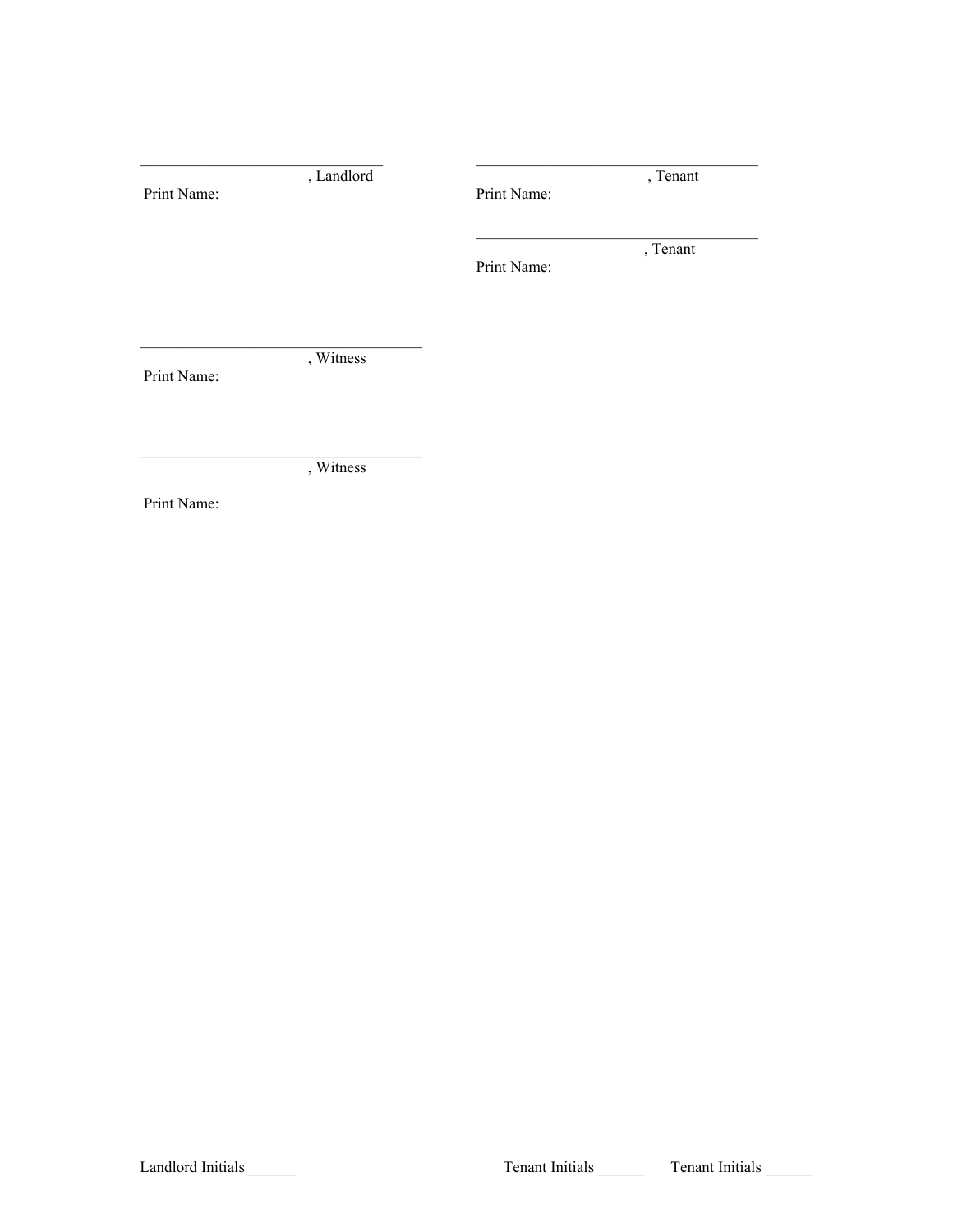______________________________, Landlord
Print Name:

______________________________, Tenant
Print Name:

______________________________, Tenant
Print Name:

______________________________, Witness
Print Name:

______________________________, Witness
Print Name:

Landlord Initials ______

Tenant Initials ______ Tenant Initials ______